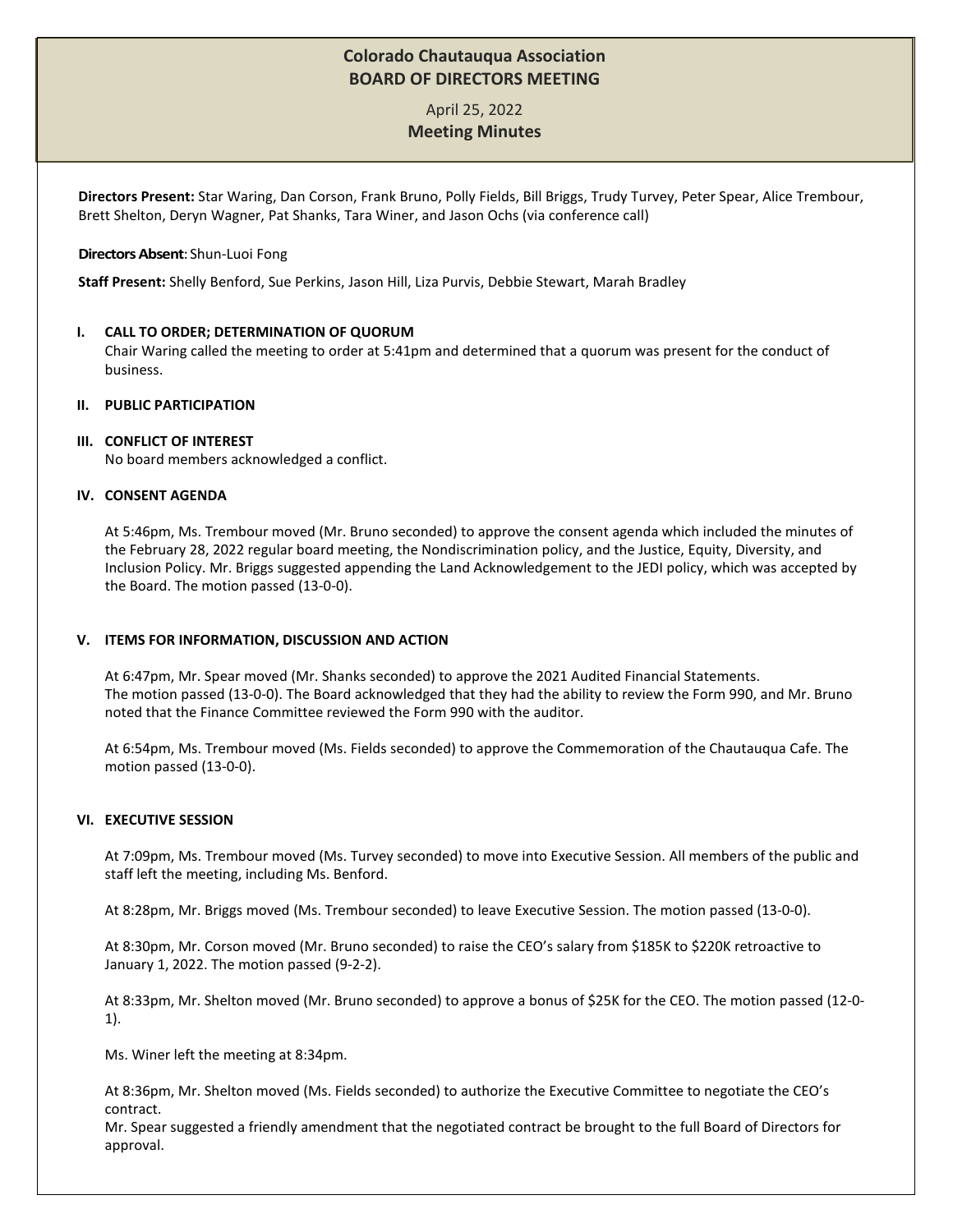# Colorado Chautauqua Association
# BOARD OF DIRECTORS MEETING

April 25, 2022

**Meeting Minutes**

**Directors Present:** Star Waring, Dan Corson, Frank Bruno, Polly Fields, Bill Briggs, Trudy Turvey, Peter Spear, Alice Trembour, Brett Shelton, Deryn Wagner, Pat Shanks, Tara Winer, and Jason Ochs (via conference call)

**Directors Absent**: Shun-Luoi Fong

**Staff Present:** Shelly Benford, Sue Perkins, Jason Hill, Liza Purvis, Debbie Stewart, Marah Bradley

## I. CALL TO ORDER; DETERMINATION OF QUORUM

Chair Waring called the meeting to order at 5:41pm and determined that a quorum was present for the conduct of business.

## II. PUBLIC PARTICIPATION

## III. CONFLICT OF INTEREST

No board members acknowledged a conflict.

## IV. CONSENT AGENDA

At 5:46pm, Ms. Trembour moved (Mr. Bruno seconded) to approve the consent agenda which included the minutes of the February 28, 2022 regular board meeting, the Nondiscrimination policy, and the Justice, Equity, Diversity, and Inclusion Policy. Mr. Briggs suggested appending the Land Acknowledgement to the JEDI policy, which was accepted by the Board. The motion passed (13-0-0).

## V. ITEMS FOR INFORMATION, DISCUSSION AND ACTION

At 6:47pm, Mr. Spear moved (Mr. Shanks seconded) to approve the 2021 Audited Financial Statements. The motion passed (13-0-0). The Board acknowledged that they had the ability to review the Form 990, and Mr. Bruno noted that the Finance Committee reviewed the Form 990 with the auditor.

At 6:54pm, Ms. Trembour moved (Ms. Fields seconded) to approve the Commemoration of the Chautauqua Cafe. The motion passed (13-0-0).

## VI. EXECUTIVE SESSION

At 7:09pm, Ms. Trembour moved (Ms. Turvey seconded) to move into Executive Session. All members of the public and staff left the meeting, including Ms. Benford.

At 8:28pm, Mr. Briggs moved (Ms. Trembour seconded) to leave Executive Session. The motion passed (13-0-0).

At 8:30pm, Mr. Corson moved (Mr. Bruno seconded) to raise the CEO's salary from $185K to $220K retroactive to January 1, 2022. The motion passed (9-2-2).

At 8:33pm, Mr. Shelton moved (Mr. Bruno seconded) to approve a bonus of $25K for the CEO. The motion passed (12-0-1).

Ms. Winer left the meeting at 8:34pm.

At 8:36pm, Mr. Shelton moved (Ms. Fields seconded) to authorize the Executive Committee to negotiate the CEO's contract.
Mr. Spear suggested a friendly amendment that the negotiated contract be brought to the full Board of Directors for approval.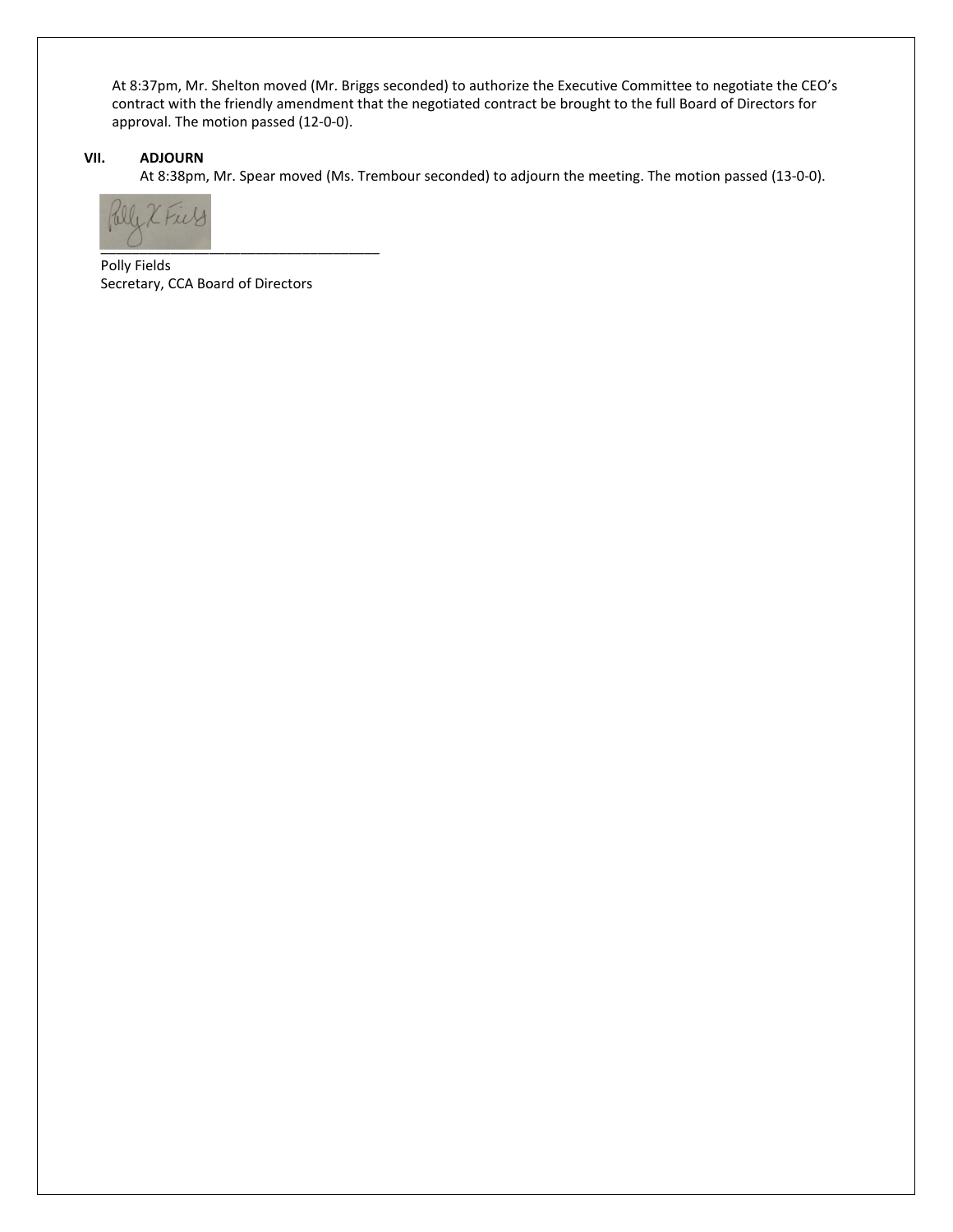At 8:37pm, Mr. Shelton moved (Mr. Briggs seconded) to authorize the Executive Committee to negotiate the CEO's contract with the friendly amendment that the negotiated contract be brought to the full Board of Directors for approval. The motion passed (12-0-0).

## VII. ADJOURN

At 8:38pm, Mr. Spear moved (Ms. Trembour seconded) to adjourn the meeting. The motion passed (13-0-0).

_____________________________________

Polly Fields
Secretary, CCA Board of Directors